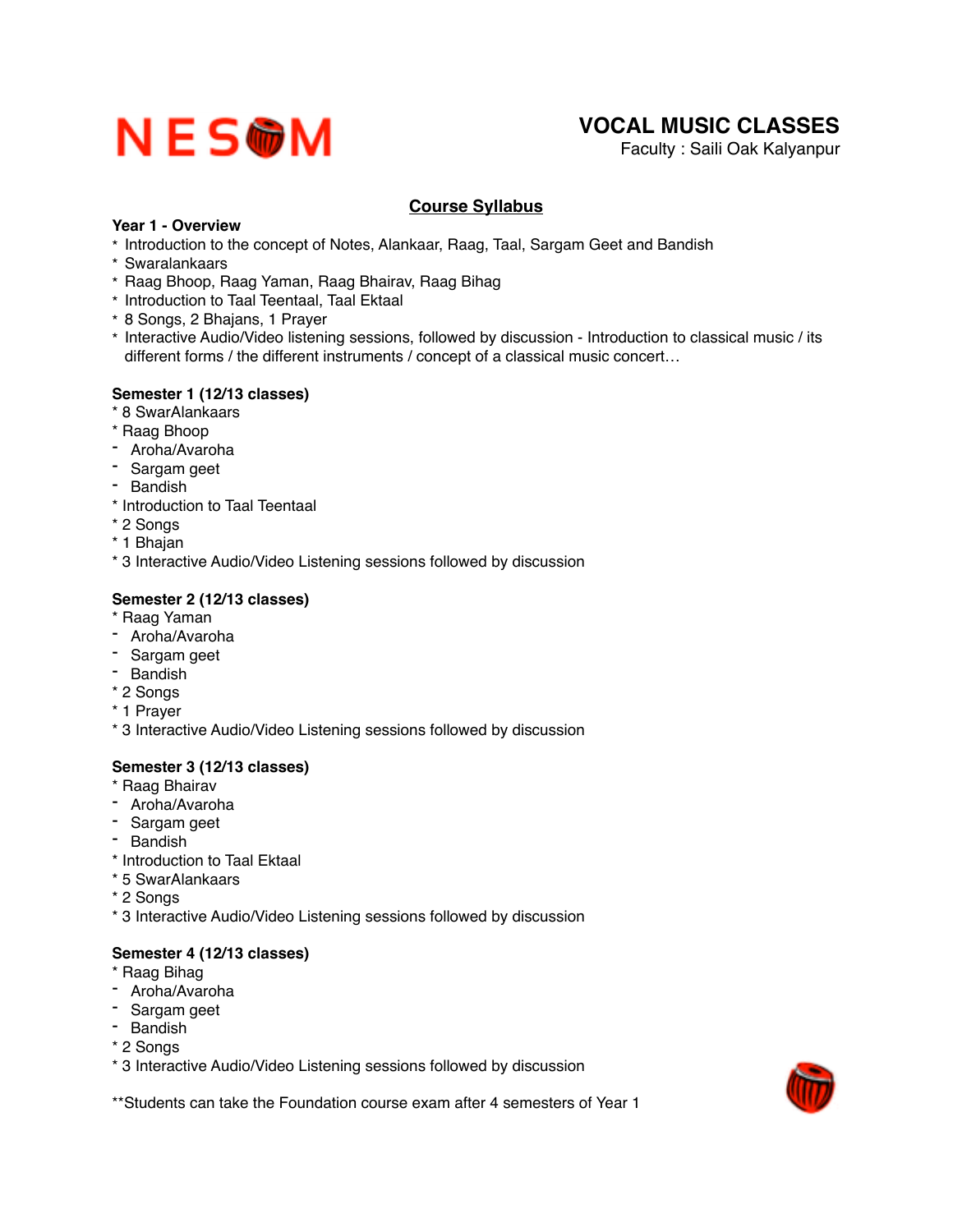NESOM

# VOCAL MUSIC CLASSES

Faculty : Saili Oak Kalyanpur

## Course Syllabus

**Year 1 - Overview**

* Introduction to the concept of Notes, Alankaar, Raag, Taal, Sargam Geet and Bandish
* Swaralankaars
* Raag Bhoop, Raag Yaman, Raag Bhairav, Raag Bihag
* Introduction to Taal Teentaal, Taal Ektaal
* 8 Songs, 2 Bhajans, 1 Prayer
* Interactive Audio/Video listening sessions, followed by discussion - Introduction to classical music / its different forms / the different instruments / concept of a classical music concert…

**Semester 1 (12/13 classes)**

* 8 SwarAlankaars
* Raag Bhoop
  - Aroha/Avaroha
  - Sargam geet
  - Bandish
* Introduction to Taal Teentaal
* 2 Songs
* 1 Bhajan
* 3 Interactive Audio/Video Listening sessions followed by discussion

**Semester 2 (12/13 classes)**

* Raag Yaman
  - Aroha/Avaroha
  - Sargam geet
  - Bandish
* 2 Songs
* 1 Prayer
* 3 Interactive Audio/Video Listening sessions followed by discussion

**Semester 3 (12/13 classes)**

* Raag Bhairav
  - Aroha/Avaroha
  - Sargam geet
  - Bandish
* Introduction to Taal Ektaal
* 5 SwarAlankaars
* 2 Songs
* 3 Interactive Audio/Video Listening sessions followed by discussion

**Semester 4 (12/13 classes)**

* Raag Bihag
  - Aroha/Avaroha
  - Sargam geet
  - Bandish
* 2 Songs
* 3 Interactive Audio/Video Listening sessions followed by discussion

**Students can take the Foundation course exam after 4 semesters of Year 1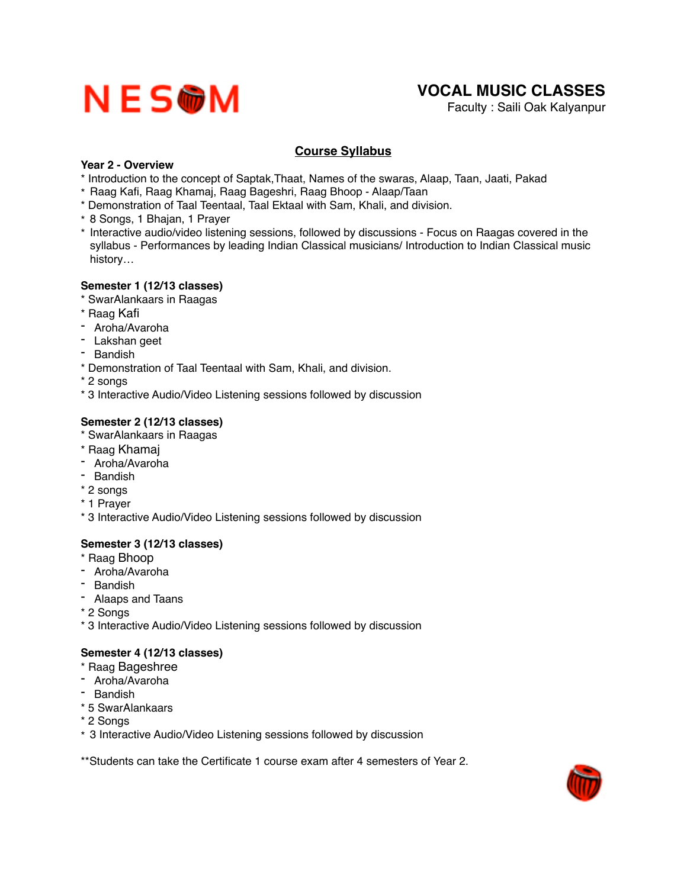# NESOM

## VOCAL MUSIC CLASSES

Faculty : Saili Oak Kalyanpur

### Course Syllabus

**Year 2 - Overview**

* Introduction to the concept of Saptak,Thaat, Names of the swaras, Alaap, Taan, Jaati, Pakad
* Raag Kafi, Raag Khamaj, Raag Bageshri, Raag Bhoop - Alaap/Taan
* Demonstration of Taal Teentaal, Taal Ektaal with Sam, Khali, and division.
* 8 Songs, 1 Bhajan, 1 Prayer
* Interactive audio/video listening sessions, followed by discussions - Focus on Raagas covered in the syllabus - Performances by leading Indian Classical musicians/ Introduction to Indian Classical music history…

**Semester 1 (12/13 classes)**

* SwarAlankaars in Raagas
* Raag Kafi
  - Aroha/Avaroha
  - Lakshan geet
  - Bandish
* Demonstration of Taal Teentaal with Sam, Khali, and division.
* 2 songs
* 3 Interactive Audio/Video Listening sessions followed by discussion

**Semester 2 (12/13 classes)**

* SwarAlankaars in Raagas
* Raag Khamaj
  - Aroha/Avaroha
  - Bandish
* 2 songs
* 1 Prayer
* 3 Interactive Audio/Video Listening sessions followed by discussion

**Semester 3 (12/13 classes)**

* Raag Bhoop
  - Aroha/Avaroha
  - Bandish
  - Alaaps and Taans
* 2 Songs
* 3 Interactive Audio/Video Listening sessions followed by discussion

**Semester 4 (12/13 classes)**

* Raag Bageshree
  - Aroha/Avaroha
  - Bandish
* 5 SwarAlankaars
* 2 Songs
* 3 Interactive Audio/Video Listening sessions followed by discussion

**Students can take the Certificate 1 course exam after 4 semesters of Year 2.